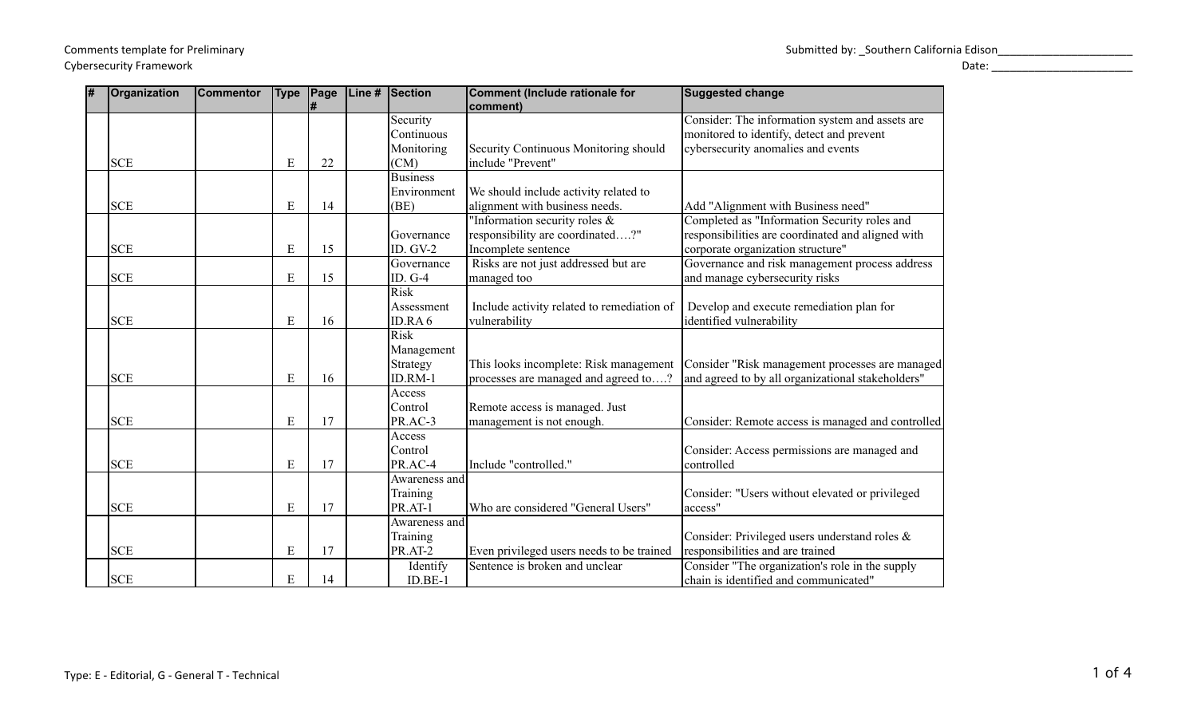Comments template for Preliminary Cybersecurity Framework

Submitted by: _Southern California Edison______________________

Date: ______________________

| # | Organization | Commentor | Type | Page # | Line # | Section | Comment (Include rationale for comment) | Suggested change |
|---|---|---|---|---|---|---|---|---|
| | SCE | | E | 22 | | Security Continuous Monitoring (CM) | Security Continuous Monitoring should include "Prevent" | Consider: The information system and assets are monitored to identify, detect and prevent cybersecurity anomalies and events |
| | SCE | | E | 14 | | Business Environment (BE) | We should include activity related to alignment with business needs. | Add "Alignment with Business need" |
| | SCE | | E | 15 | | Governance ID. GV-2 | "Information security roles & responsibility are coordinated….?" Incomplete sentence | Completed as "Information Security roles and responsibilities are coordinated and aligned with corporate organization structure" |
| | SCE | | E | 15 | | Governance ID. G-4 | Risks are not just addressed but are managed too | Governance and risk management process address and manage cybersecurity risks |
| | SCE | | E | 16 | | Risk Assessment ID.RA 6 | Include activity related to remediation of vulnerability | Develop and execute remediation plan for identified vulnerability |
| | SCE | | E | 16 | | Risk Management Strategy ID.RM-1 | This looks incomplete: Risk management processes are managed and agreed to….? | Consider "Risk management processes are managed and agreed to by all organizational stakeholders" |
| | SCE | | E | 17 | | Access Control PR.AC-3 | Remote access is managed. Just management is not enough. | Consider: Remote access is managed and controlled |
| | SCE | | E | 17 | | Access Control PR.AC-4 | Include "controlled." | Consider: Access permissions are managed and controlled |
| | SCE | | E | 17 | | Awareness and Training PR.AT-1 | Who are considered "General Users" | Consider: "Users without elevated or privileged access" |
| | SCE | | E | 17 | | Awareness and Training PR.AT-2 | Even privileged users needs to be trained | Consider: Privileged users understand roles & responsibilities and are trained |
| | SCE | | E | 14 | | Identify ID.BE-1 | Sentence is broken and unclear | Consider "The organization's role in the supply chain is identified and communicated" |

Type: E - Editorial, G - General T - Technical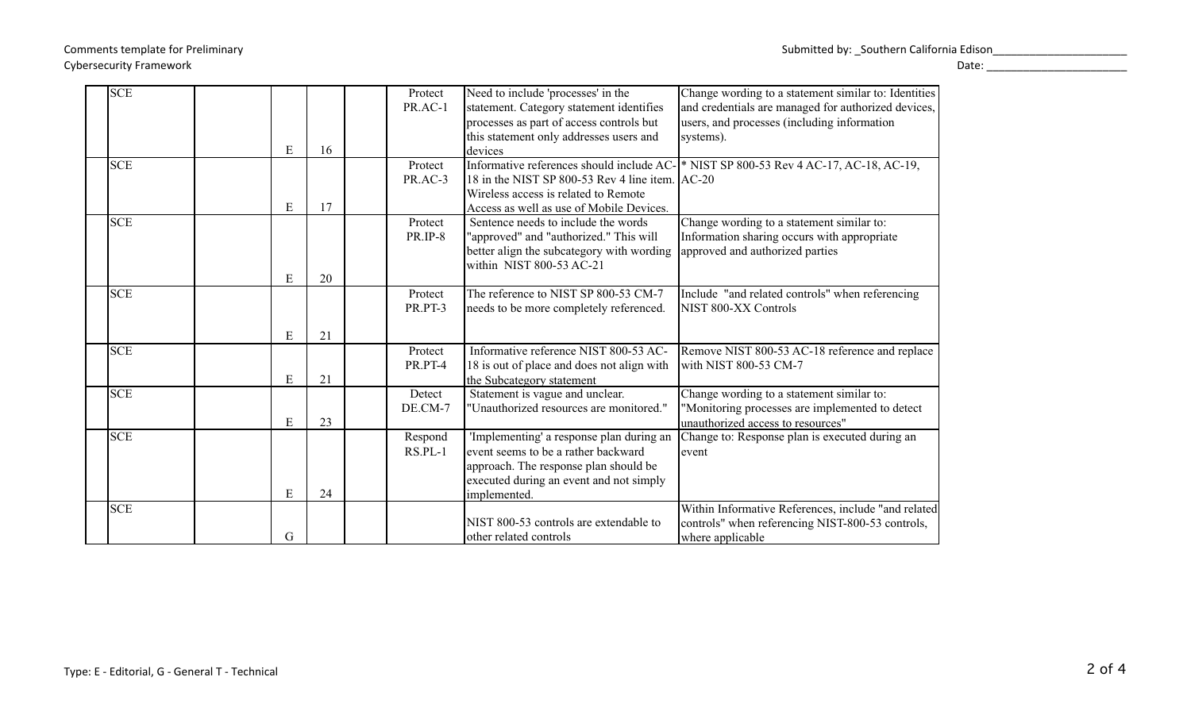Comments template for Preliminary Cybersecurity Framework

Submitted by: _Southern California Edison______________________

Date: ________________________

| | | | | | | | | |
|---|---|---|---|---|---|---|---|---|
| SCE | | E | 16 | | Protect PR.AC-1 | Need to include 'processes' in the statement. Category statement identifies processes as part of access controls but this statement only addresses users and devices | Change wording to a statement similar to: Identities and credentials are managed for authorized devices, users, and processes (including information systems). |
| SCE | | E | 17 | | Protect PR.AC-3 | Informative references should include AC-18 in the NIST SP 800-53 Rev 4 line item. Wireless access is related to Remote Access as well as use of Mobile Devices. | * NIST SP 800-53 Rev 4 AC-17, AC-18, AC-19, AC-20 |
| SCE | | E | 20 | | Protect PR.IP-8 | Sentence needs to include the words "approved" and "authorized." This will better align the subcategory with wording within NIST 800-53 AC-21 | Change wording to a statement similar to: Information sharing occurs with appropriate approved and authorized parties |
| SCE | | E | 21 | | Protect PR.PT-3 | The reference to NIST SP 800-53 CM-7 needs to be more completely referenced. | Include "and related controls" when referencing NIST 800-XX Controls |
| SCE | | E | 21 | | Protect PR.PT-4 | Informative reference NIST 800-53 AC-18 is out of place and does not align with the Subcategory statement | Remove NIST 800-53 AC-18 reference and replace with NIST 800-53 CM-7 |
| SCE | | E | 23 | | Detect DE.CM-7 | Statement is vague and unclear. "Unauthorized resources are monitored." | Change wording to a statement similar to: "Monitoring processes are implemented to detect unauthorized access to resources" |
| SCE | | E | 24 | | Respond RS.PL-1 | 'Implementing' a response plan during an event seems to be a rather backward approach. The response plan should be executed during an event and not simply implemented. | Change to: Response plan is executed during an event |
| SCE | | G | | | | NIST 800-53 controls are extendable to other related controls | Within Informative References, include "and related controls" when referencing NIST-800-53 controls, where applicable |

Type: E - Editorial, G - General T - Technical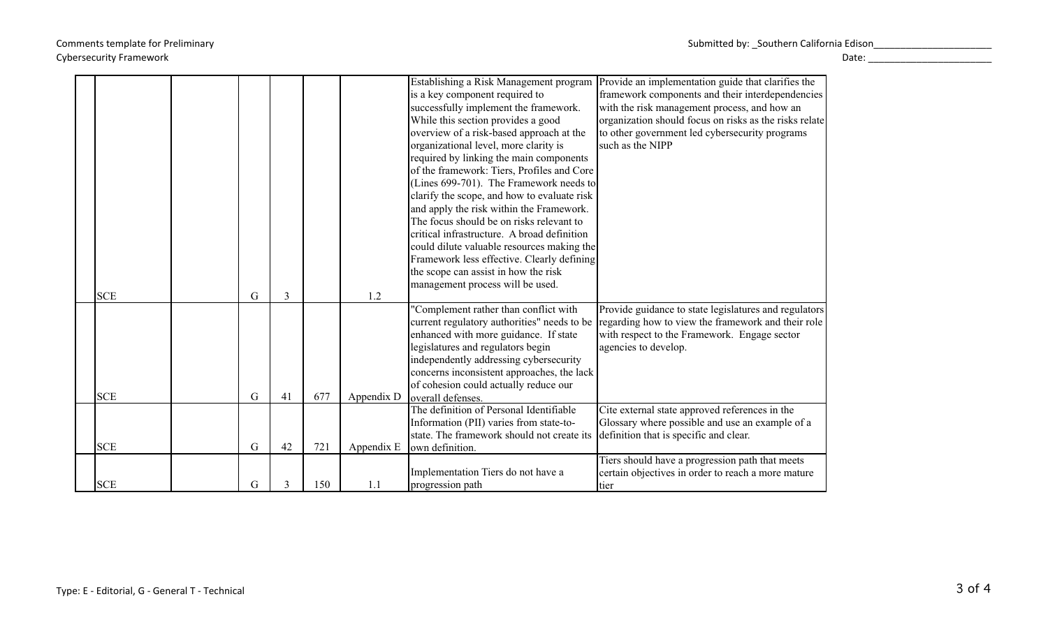Comments template for Preliminary Cybersecurity Framework

Submitted by: _Southern California Edison______________________

Date: ________________________

| | | | | | | | | |
|---|---|---|---|---|---|---|---|---|
| | SCE | | G | 3 | | 1.2 | Establishing a Risk Management program is a key component required to successfully implement the framework. While this section provides a good overview of a risk-based approach at the organizational level, more clarity is required by linking the main components of the framework: Tiers, Profiles and Core (Lines 699-701). The Framework needs to clarify the scope, and how to evaluate risk and apply the risk within the Framework. The focus should be on risks relevant to critical infrastructure. A broad definition could dilute valuable resources making the Framework less effective. Clearly defining the scope can assist in how the risk management process will be used. | Provide an implementation guide that clarifies the framework components and their interdependencies with the risk management process, and how an organization should focus on risks as the risks relate to other government led cybersecurity programs such as the NIPP |
| | SCE | | G | 41 | 677 | Appendix D | "Complement rather than conflict with current regulatory authorities" needs to be enhanced with more guidance. If state legislatures and regulators begin independently addressing cybersecurity concerns inconsistent approaches, the lack of cohesion could actually reduce our overall defenses. | Provide guidance to state legislatures and regulators regarding how to view the framework and their role with respect to the Framework. Engage sector agencies to develop. |
| | SCE | | G | 42 | 721 | Appendix E | The definition of Personal Identifiable Information (PII) varies from state-to-state. The framework should not create its own definition. | Cite external state approved references in the Glossary where possible and use an example of a definition that is specific and clear. |
| | SCE | | G | 3 | 150 | 1.1 | Implementation Tiers do not have a progression path | Tiers should have a progression path that meets certain objectives in order to reach a more mature tier |

Type: E - Editorial, G - General T - Technical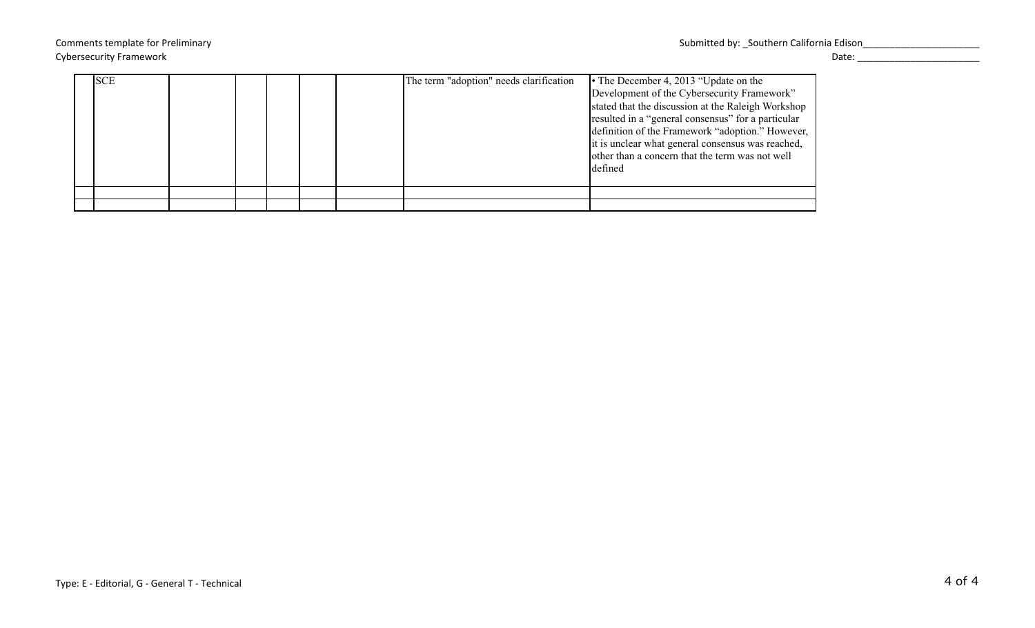| | | | | | | | | |
|---|---|---|---|---|---|---|---|---|
| | SCE | | | | | | The term "adoption" needs clarification | • The December 4, 2013 "Update on the Development of the Cybersecurity Framework" stated that the discussion at the Raleigh Workshop resulted in a "general consensus" for a particular definition of the Framework "adoption." However, it is unclear what general consensus was reached, other than a concern that the term was not well defined |
| | | | | | | | | |
| | | | | | | | | |

Type: E - Editorial, G - General T - Technical